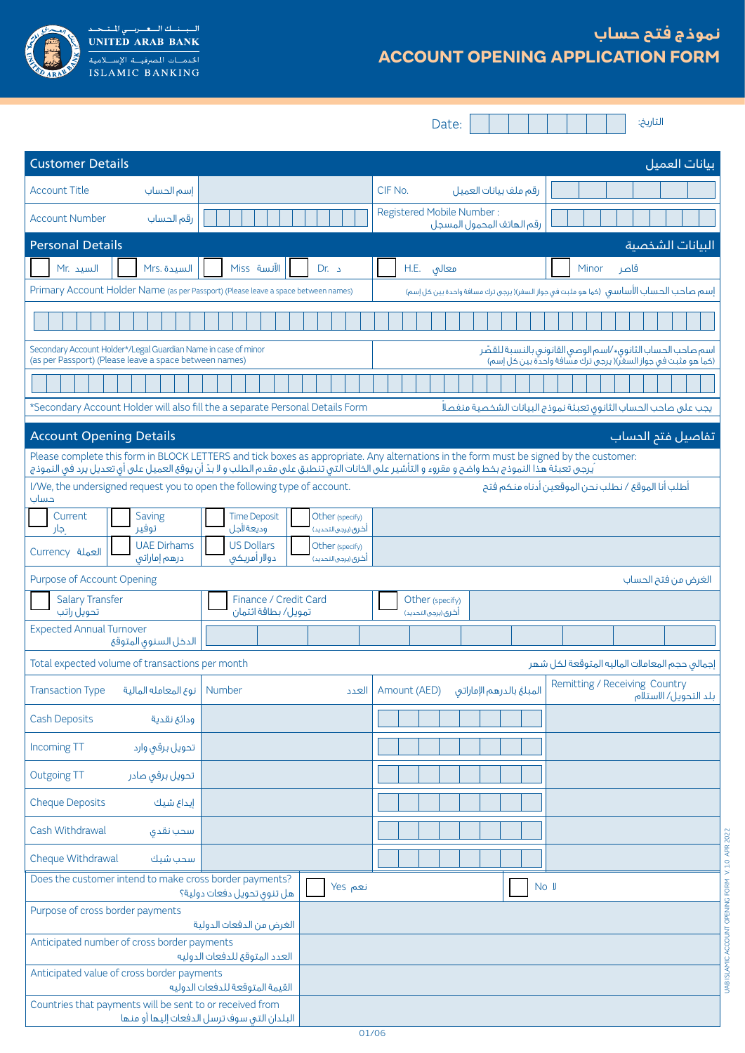البنك العربي المتحد
UNITED ARAB BANK
الخدمات المصرفية الإسلامية
ISLAMIC BANKING

# نموذج فتح حساب
# ACCOUNT OPENING APPLICATION FORM

Date: ☐☐☐☐☐☐☐☐ :التاريخ

## Customer Details — بيانات العميل

| | | | |
|---|---|---|---|
| Account Title إسم الحساب | | CIF No. رقم ملف بيانات العميل | |
| Account Number رقم الحساب | | Registered Mobile Number : رقم الهاتف المحمول المسجل | |

## Personal Details — البيانات الشخصية

☐ Mr. السيد ☐ Mrs. السيدة ☐ Miss الآنسة ☐ Dr. د ☐ H.E. معالي ☐ Minor قاصر

Primary Account Holder Name (as per Passport) (Please leave a space between names) — إسم صاحب الحساب الأساسي (كما هو مثبت في جواز السفر)( يرجى ترك مسافة واحدة بين كل إسم)

Secondary Account Holder*/Legal Guardian Name in case of minor (as per Passport) (Please leave a space between names) — اسم صاحب الحساب الثانوي*/اسم الوصي القانوني بالنسبة للقصّر (كما هو مثبت في جواز السفر)( يرجى ترك مسافة واحدة بين كل إسم)

*Secondary Account Holder will also fill the a separate Personal Details Form — يجب على صاحب الحساب الثانوي تعبئة نموذج البيانات الشخصية منفصلاً

## Account Opening Details — تفاصيل فتح الحساب

Please complete this form in BLOCK LETTERS and tick boxes as appropriate. Any alternations in the form must be signed by the customer:
يُرجى تعبئة هذا النموذج بخط واضح و مقروء و التأشير على الخانات التي تنطبق على مقدم الطلب و لا بدّ أن يوقع العميل على أي تعديل يرد في النموذج

I/We, the undersigned request you to open the following type of account. — أطلب أنا الموقع / نطلب نحن الموقعين أدناه منكم فتح حساب

| | | | | |
|---|---|---|---|---|
| ☐ Current جار | ☐ Saving توفير | ☐ Time Deposit وديعة لأجل | ☐ Other (specify) أخرى (يرجى التحديد) | |
| Currency العملة | ☐ UAE Dirhams درهم إماراتي | ☐ US Dollars دولار أمريكي | ☐ Other (specify) أخرى (يرجى التحديد) | |

Purpose of Account Opening — الغرض من فتح الحساب

| | | | |
|---|---|---|---|
| ☐ Salary Transfer تحويل راتب | ☐ Finance / Credit Card تمويل/ بطاقة ائتمان | ☐ Other (specify) أخرى (يرجى التحديد) | |
| Expected Annual Turnover الدخل السنوي المتوقع | | | |

Total expected volume of transactions per month — إجمالي حجم المعاملات الماليه المتوقعة لكل شهر

| Transaction Type نوع المعامله المالية | Number العدد | Amount (AED) المبلغ بالدرهم الإماراتي | Remitting / Receiving Country بلد التحويل/ الاستلام |
|---|---|---|---|
| Cash Deposits ودائع نقدية | | | |
| Incoming TT تحويل برقي وارد | | | |
| Outgoing TT تحويل برقي صادر | | | |
| Cheque Deposits إيداع شيك | | | |
| Cash Withdrawal سحب نقدي | | | |
| Cheque Withdrawal سحب شيك | | | |

| | | |
|---|---|---|
| Does the customer intend to make cross border payments? هل تنوي تحويل دفعات دولية؟ | ☐ Yes نعم | ☐ No لا |
| Purpose of cross border payments الغرض من الدفعات الدولية | | |
| Anticipated number of cross border payments العدد المتوقع للدفعات الدوليه | | |
| Anticipated value of cross border payments القيمة المتوقعة للدفعات الدوليه | | |
| Countries that payments will be sent to or received from البلدان التي سوف ترسل الدفعات إليها أو منها | | |

UAB ISLAMIC ACCOUNT OPENING FORM V. 1.0 APR 2022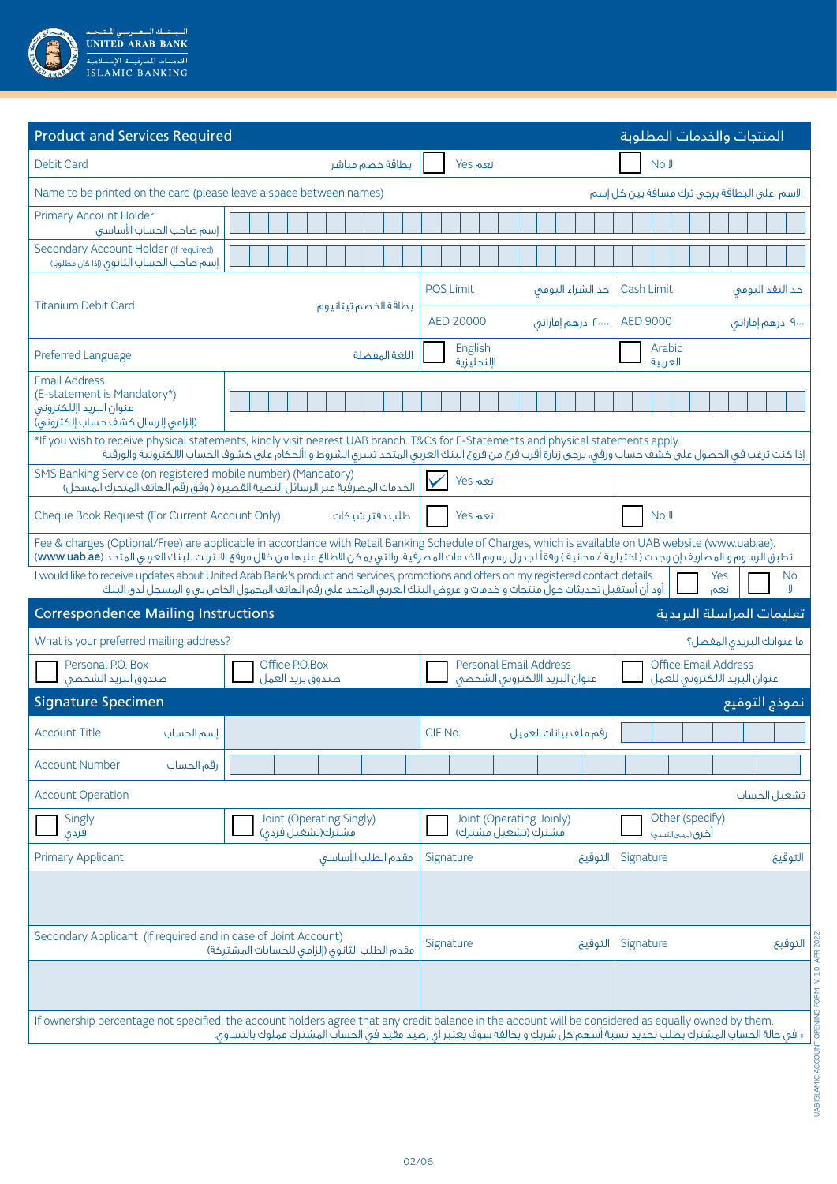## Product and Services Required / المنتجات والخدمات المطلوبة

| | | | |
|---|---|---|---|
| Debit Card | بطاقة خصم مباشر | ☐ Yes نعم | ☐ No لا |

Name to be printed on the card (please leave a space between names) / الاسم على البطاقة يرجى ترك مسافة بين كل إسم

| | |
|---|---|
| Primary Account Holder إسم صاحب الحساب الأساسي | |
| Secondary Account Holder (If required) إسم صاحب الحساب الثانوي (إذا كان مطلوبًا) | |

| | | | |
|---|---|---|---|
| Titanium Debit Card | بطاقة الخصم تيتانيوم | POS Limit حد الشراء اليومي | Cash Limit حد النقد اليومي |
| | | AED 20000 ٢٠٠٠٠ درهم إماراتي | AED 9000 ٩٠٠٠ درهم إماراتي |
| Preferred Language | اللغة المفضلة | ☐ English الإنجليزية | ☐ Arabic العربية |

| | |
|---|---|
| Email Address (E-statement is Mandatory*) عنوان البريد الإلكتروني (إلزامي إرسال كشف حساب إلكتروني) | |

*If you wish to receive physical statements, kindly visit nearest UAB branch. T&Cs for E-Statements and physical statements apply.
إذا كنت ترغب في الحصول على كشف حساب ورقي، يرجى زيارة أقرب فرع من فروع البنك العربي المتحد تسري الشروط و الأحكام على كشوف الحساب الالكترونية والورقية

| | | |
|---|---|---|
| SMS Banking Service (on registered mobile number) (Mandatory) الخدمات المصرفية عبر الرسائل النصية القصيرة ( وفق رقم الهاتف المتحرك المسجل) | ☑ Yes نعم | |
| Cheque Book Request (For Current Account Only) طلب دفتر شيكات | ☐ Yes نعم | ☐ No لا |

Fee & charges (Optional/Free) are applicable in accordance with Retail Banking Schedule of Charges, which is available on UAB website (www.uab.ae).
تطبق الرسوم و المصاريف إن وجدت ( اختيارية / مجانية ) وفقاً لجدول رسوم الخدمات المصرفية، والتي يمكن الاطلاع عليها من خلال موقع الانترنت للبنك العربي المتحد (**www.uab.ae**)

I would like to receive updates about United Arab Bank's product and services, promotions and offers on my registered contact details. ☐ Yes نعم ☐ No لا
أود أن أستقبل تحديثات حول منتجات و خدمات و عروض البنك العربي المتحد على رقم الهاتف المحمول الخاص بي و المسجل لدى البنك

## Correspondence Mailing Instructions / تعليمات المراسلة البريدية

What is your preferred mailing address? / ما عنوانك البريدي المفضل؟

| | | | |
|---|---|---|---|
| ☐ Personal P.O. Box صندوق البريد الشخصي | ☐ Office P.O.Box صندوق بريد العمل | ☐ Personal Email Address عنوان البريد الالكتروني الشخصي | ☐ Office Email Address عنوان البريد الالكتروني للعمل |

## Signature Specimen / نموذج التوقيع

| | | | |
|---|---|---|---|
| Account Title إسم الحساب | | CIF No. رقم ملف بيانات العميل | |
| Account Number رقم الحساب | | | |

Account Operation / تشغيل الحساب

| | | | |
|---|---|---|---|
| ☐ Singly فردي | ☐ Joint (Operating Singly) مشترك(تشغيل فردي) | ☐ Joint (Operating Jointly) مشترك (تشغيل مشترك) | ☐ Other (specify) أخرى (يرجى التحديد) |
| Primary Applicant مقدم الطلب الأساسي | | Signature التوقيع | Signature التوقيع |
| | | | |
| Secondary Applicant (if required and in case of Joint Account) مقدم الطلب الثانوي (إلزامي للحسابات المشتركة) | | Signature التوقيع | Signature التوقيع |
| | | | |

If ownership percentage not specified, the account holders agree that any credit balance in the account will be considered as equally owned by them.
* في حالة الحساب المشترك يطلب تحديد نسبة أسهم كل شريك و بخلافه سوف يعتبر أي رصيد مقيد في الحساب المشترك مملوك بالتساوي.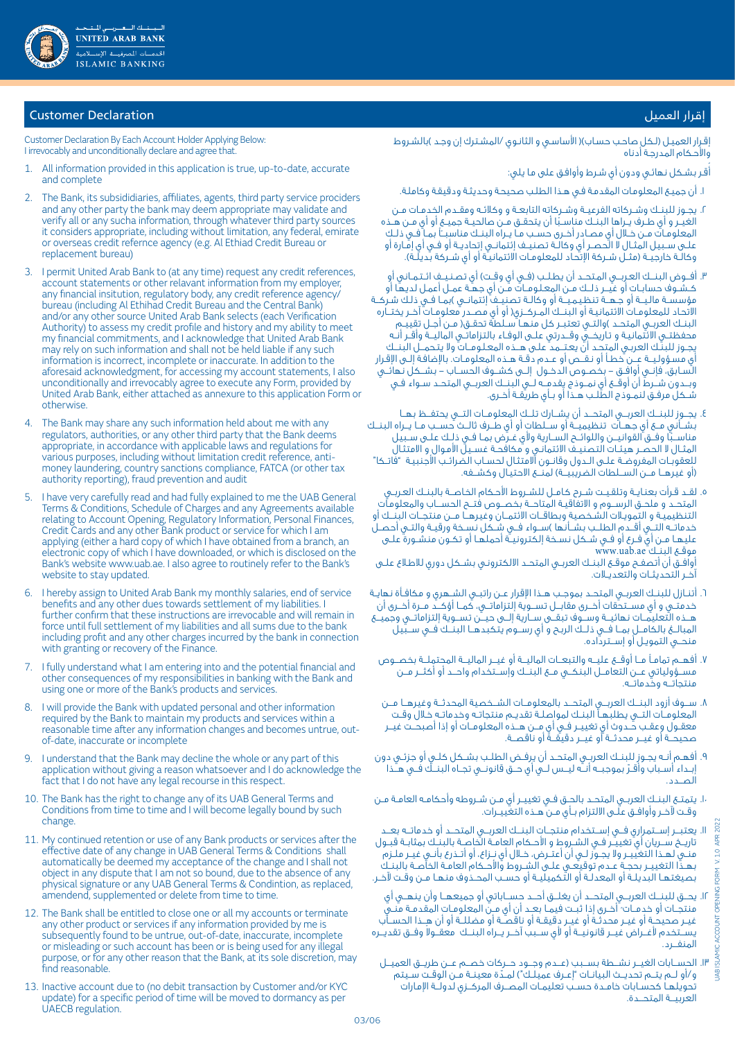# Customer Declaration

# إقرار العميل

Customer Declaration By Each Account Holder Applying Below:
I irrevocably and unconditionally declare and agree that.

1. All information provided in this application is true, up-to-date, accurate and complete
2. The Bank, its subsidiidaries, affiliates, agents, third party service prociders and any other party the bank may deem appropriate may validate and verify all or any sucha information, through whatever third party sources it considers appropriate, including without limitation, any federal, emirate or overseas credit refernce agency (e.g. Al Ethiad Credit Bureau or replacement bureau)
3. I permit United Arab Bank to (at any time) request any credit references, account statements or other relavant information from my employer, any financial insitution, regulatory body, any credit reference agency/ bureau (including Al Ethihad Credit Bureau and the Central Bank) and/or any other source United Arab Bank selects (each Verification Authority) to assess my credit profile and history and my ability to meet my financial commitments, and I acknowledge that United Arab Bank may rely on such information and shall not be held liable if any such information is incorrect, incomplete or inaccurate. In addition to the aforesaid acknowledgment, for accessing my account statements, I also unconditionally and irrevocably agree to execute any Form, provided by United Arab Bank, either attached as annexure to this application Form or otherwise.
4. The Bank may share any such information held about me with any regulators, authorities, or any other third party that the Bank deems appropriate, in accordance with applicable laws and regulations for various purposes, including without limitation credit reference, anti-money laundering, country sanctions compliance, FATCA (or other tax authority reporting), fraud prevention and audit
5. I have very carefully read and had fully explained to me the UAB General Terms & Conditions, Schedule of Charges and any Agreements available relating to Account Opening, Regulatory Information, Personal Finances, Credit Cards and any other Bank product or service for which I am applying (either a hard copy of which I have obtained from a branch, an electronic copy of which I have downloaded, or which is disclosed on the Bank's website www.uab.ae. I also agree to routinely refer to the Bank's website to stay updated.
6. I hereby assign to United Arab Bank my monthly salaries, end of service benefits and any other dues towards settlement of my liabilities. I further confirm that these instructions are irrevocable and will remain in force until full settlement of my liabilities and all sums due to the bank including profit and any other charges incurred by the bank in connection with granting or recovery of the Finance.
7. I fully understand what I am entering into and the potential financial and other consequences of my responsibilities in banking with the Bank and using one or more of the Bank's products and services.
8. I will provide the Bank with updated personal and other information required by the Bank to maintain my products and services within a reasonable time after any information changes and becomes untrue, out-of-date, inaccurate or incomplete
9. I understand that the Bank may decline the whole or any part of this application without giving a reason whatsoever and I do acknowledge the fact that I do not have any legal recourse in this respect.
10. The Bank has the right to change any of its UAB General Terms and Conditions from time to time and I will become legally bound by such change.
11. My continued retention or use of any Bank products or services after the effective date of any change in UAB General Terms & Conditions shall automatically be deemed my acceptance of the change and I shall not object in any dispute that I am not so bound, due to the absence of any physical signature or any UAB General Terms & Condition, as replaced, amendend, supplemented or delete from time to time.
12. The Bank shall be entitled to close one or all my accounts or terminate any other product or services if any information provided by me is subsequently found to be untrue, out-of-date, inaccurate, incomplete or misleading or such account has been or is being used for any illegal purpose, or for any other reason that the Bank, at its sole discretion, may find reasonable.
13. Inactive account due to (no debit transaction by Customer and/or KYC update) for a specific period of time will be moved to dormancy as per UAECB regulation.

إقرار العميل (لكل صاحب حساب)( الأساسي و الثانوي /المشترك إن وجد )بالشروط والأحكام المدرجة أدناه

أقر بشكل نهائي ودون أي شرط وأوافق على ما يلي:

١. أن جميع المعلومات المقدمة في هذا الطلب صحيحة وحديثة ودقيقة وكاملة.

٢. يجوز للبنك وشركاته الفرعية وشركاته التابعة و وكلائه ومقدم الخدمات من الغير و أي طرف يراها البنك مناسبًا أن يتحقق من صلاحية جميع أو أي من هذه المعلومات من خلال أي مصادر أخرى حسب ما يراه البنك مناسبًا بما في ذلك على سبيل المثال لا الحصر أي وكالة تصنيف إئتماني إتحادية أو في أي إمارة أو وكالة خارجية (مثل شركة الإتحاد للمعلومات الائتمانية أو أي شركة بديلة).

٣. أفوض البنك العربي المتحد أن يطلب (في أي وقت) أي تصنيف ائتماني أو كشوف حسابات أو غير ذلك من المعلومات من أي جهة عمل لديها أو مؤسسة مالية أو جهة تنظيمية أو وكالة تصنيف إئتماني )بما في ذلك شركة الاتحاد للمعلومات الائتمانية أو البنك المركزي( أو أي مصدر معلومات آخر يختاره البنك العربي المتحد )والتي تعتبر كل منها سلطة تحقق( من أجل تقييم محفظتي الائتمانية و تاريخي وقدرتي على الوفاء بالتزاماتي المالية وأقر أنه يجوز للبنك العربي المتحد أن يعتمد على هذه المعلومات ولا يتحمل البنك أي مسؤولية عن خطأ أو نقص أو عدم دقة هذه المعلومات. بالإضافة إلى الإقرار السابق، فإني أوافق - بخصوص الدخول إلى كشوف الحساب - بشكل نهائي وبدون شرط أن أوقع أي نموذج يقدمه لي البنك العربي المتحد سواء في شكل مرفق لنموذج الطلب هذا أو بأي طريقة أخرى.

٤. يجوز للبنك العربي المتحد أن يشارك تلك المعلومات التي يحتفظ بها بشأني مع أي جهات تنظيمية أو سلطات أو أي طرف ثالث حسب ما يراه البنك مناسبًا وفق القوانين واللوائح السارية ولأي غرض بما في ذلك على سبيل المثال لا الحصر هيئات التصنيف الائتماني و مكافحة غسيل الأموال و الامتثال للعقوبات المفروضة على الدول وقانون الامتثال لحساب الضرائب الأجنبية "فاتكا" (أو غيرها من السلطات الضريبية) لمنع الاحتيال وكشفه.

٥. لقد قرأت بعناية وتلقيت شرح كامل للشروط الأحكام الخاصة بالبنك العربي المتحد و ملحق الرسوم و الاتفاقية المتاحة بخصوص فتح الحساب والمعلومات التنظيمية و التمويلات الشخصية وبطاقات الائتمان وغيرها من منتجات البنك أو خدماته التي أقدم الطلب بشأنها )سواء في شكل نسخة ورقية والتي أحصل عليها من أي فرع أو في شكل نسخة إلكترونية أحملها أو تكون منشورة على موقع البنك www.uab.ae
أوافق أن أتصفح موقع البنك العربي المتحد الالكتروني بشكل دوري للاطلاع على آخر التحديثات والتعديلات.

٦. أتنازل للبنك العربي المتحد بموجب هذا الإقرار عن راتبي الشهري و مكافأة نهاية خدمتي و أي مستحقات أخرى مقابل تسوية إلتزاماتي، كما أؤكد مرة أخرى أن هذه التعليمات نهائية وسوف تبقى سارية إلى حين تسوية إلتزاماتي وجميع المبالغ بالكامل بما في ذلك الربح و أي رسوم يتكبدها البنك في سبيل منحي التمويل أو إسترداده.

٧. أفهم تماماً ما أوقع عليه والتبعات المالية أو غير المالية المحتملة بخصوص مسؤولياتي عن التعامل البنكي مع البنك وإستخدام واحد أو أكثر من منتجاته وخدماته.

٨. سوف أزود البنك العربي المتحد بالمعلومات الشخصية المحدثة وغيرها من المعلومات التي يطلبها البنك لمواصلة تقديم منتجاته وخدماته خلال وقت معقول وعقب حدوث أي تغيير في أي من هذه المعلومات أو إذا أصبحت غير صحيحة أو غير محدثة أو غير دقيقة أو ناقصة.

٩. أفهم أنه يجوز للبنك العربي المتحد أن يرفض الطلب بشكل كلي أو جزئي دون إبداء أسباب وأقرّ بموجبه أنه ليس لي أي حق قانوني تجاه البنك في هذا الصدد.

١٠. يتمتع البنك العربي المتحد بالحق في تغيير أي من شروطه وأحكامه العامة من وقت لآخر وأوافق على الالتزام بأي من هذه التغييرات.

١١. يعتبر إستمراري في إستخدام منتجات البنك العربي المتحد أو خدماته بعد تاريخ سريان أي تغيير في الشروط و الأحكام العامة الخاصة بالبنك بمثابة قبول مني لهذا التغيير ولا يجوز لي أن أعترض، خلال أي نزاع، أو أتذرع بأني غير ملزم بهذا التغيير بحجة عدم توقيعي على الشروط والأحكام العامة الخاصة بالبنك بصيغتها البديلة أو المعدلة أو التكميلية أو حسب المحذوف منها من وقت لآخر.

١٢. يحق للبنك العربي المتحد أن يغلق أحد حساباتي أو جميعها وأن ينهي أي منتجات أو خدمات أخرى إذا ثبت فيما بعد أن أي من المعلومات المقدمة مني غير صحيحة أو غير محدثة أو غير دقيقة أو ناقصة أو مضللة أو أن هذا الحساب يستخدم لأغراض غير قانونية أو لأي سبب آخر يراه البنك معقولا وفق تقديره المنفرد.

١٣. الحسابات الغير نشطة بسبب (عدم وجود حركات خصم عن طريق العميل و/أو لم يتم تحديث البيانات "إعرف عميلك") لمدة معينة من الوقت سيتم تحويلها كحسابات خامدة حسب تعليمات المصرف المركزي لدولة الإمارات العربية المتحدة.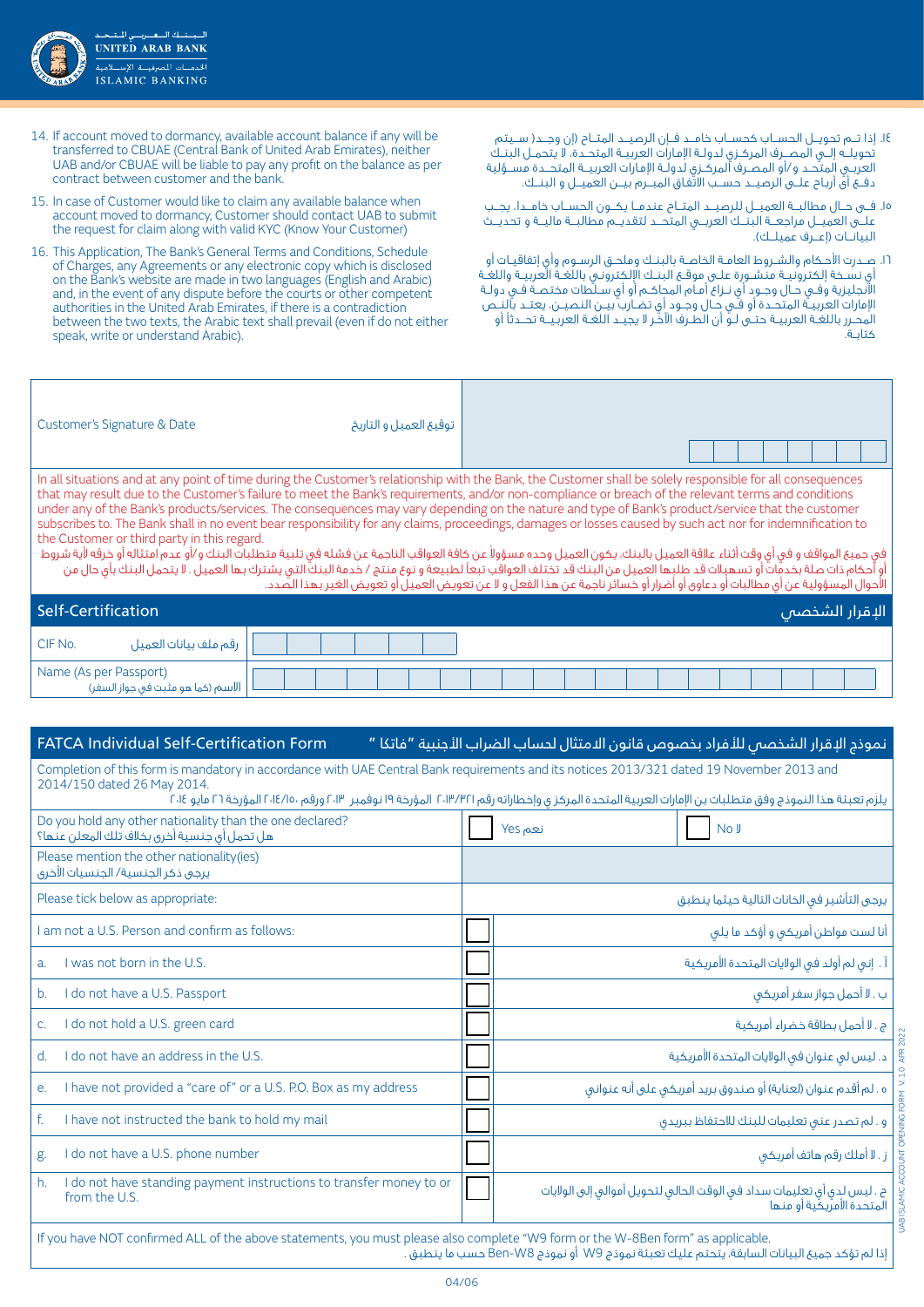14. If account moved to dormancy, available account balance if any will be transferred to CBUAE (Central Bank of United Arab Emirates), neither UAB and/or CBUAE will be liable to pay any profit on the balance as per contract between customer and the bank.

15. In case of Customer would like to claim any available balance when account moved to dormancy, Customer should contact UAB to submit the request for claim along with valid KYC (Know Your Customer)

16. This Application, The Bank's General Terms and Conditions, Schedule of Charges, any Agreements or any electronic copy which is disclosed on the Bank's website are made in two languages (English and Arabic) and, in the event of any dispute before the courts or other competent authorities in the United Arab Emirates, if there is a contradiction between the two texts, the Arabic text shall prevail (even if do not either speak, write or understand Arabic).

١٤. إذا تم تحويل الحساب كحساب خامد فإن الرصيد المتاح (إن وجد) سيتم تحويله إلى المصرف المركزي لدولة الإمارات العربية المتحدة، لا يتحمل البنك العربي المتحد و/أو المصرف المركزي لدولة الإمارات العربية المتحدة مسؤولية دفع أي أرباح على الرصيد حسب الاتفاق المبرم بين العميل و البنك.

١٥. في حال مطالبة العميل للرصيد المتاح عندما يكون الحساب خامداً، يجب على العميل مراجعة البنك العربي المتحد لتقديم مطالبة مالية و تحديث البيانات (إعرف عميلك).

١٦. صدرت الأحكام والشروط العامة الخاصة بالبنك وملحق الرسوم وأي إتفاقيات أو أي نسخة إلكترونية منشورة على موقع البنك الإلكتروني باللغة العربية واللغة الأنجليزية وفي حال وجود أي نزاع أمام المحاكم أو أي سلطات مختصة في دولة الإمارات العربية المتحدة أو في حال وجود أي تضارب بين النصين، يعتد بالنص المحرر باللغة العربية حتى لو أن الطرف الآخر لا يجيد اللغة العربية تحدثاً أو كتابة.

| Customer's Signature & Date توقيع العميل و التاريخ | |
|---|---|

In all situations and at any point of time during the Customer's relationship with the Bank, the Customer shall be solely responsible for all consequences that may result due to the Customer's failure to meet the Bank's requirements, and/or non-compliance or breach of the relevant terms and conditions under any of the Bank's products/services. The consequences may vary depending on the nature and type of Bank's product/service that the customer subscribes to. The Bank shall in no event bear responsibility for any claims, proceedings, damages or losses caused by such act nor for indemnification to the Customer or third party in this regard.

في جميع المواقف و في أي وقت أثناء علاقة العميل بالبنك، يكون العميل وحده مسؤولاً عن كافة العواقب الناجمة عن فشله في تلبية متطلبات البنك و/أو عدم امتثاله أو خرقه لأية شروط أو أحكام ذات صلة بخدمات أو تسهيلات قد طلبها العميل من البنك قد تختلف العواقب تبعاً لطبيعة و نوع منتج / خدمة البنك التي يشترك بها العميل . لا يتحمل البنك بأي حال من الأحوال المسؤولية عن أي مطالبات أو دعاوى أو أضرار أو خسائر ناجمة عن هذا الفعل و لا عن تعويض العميل أو تعويض الغير بهذا الصدد.

## Self-Certification الإقرار الشخصي

| | |
|---|---|
| CIF No. رقم ملف بيانات العميل | |
| Name (As per Passport) الاسم (كما هو مثبت في جواز السفر) | |

## FATCA Individual Self-Certification Form نموذج الإقرار الشخصي للأفراد بخصوص قانون الامتثال لحساب الضرائب الأجنبية "فاتكا"

Completion of this form is mandatory in accordance with UAE Central Bank requirements and its notices 2013/321 dated 19 November 2013 and 2014/150 dated 26 May 2014.

يلزم تعبئة هذا النموذج وفق متطلبات بن الإمارات العربية المتحدة المركز ي وإخطاراته رقم ٢٠١٣/٣٢١ المؤرخة ١٩ نوفمبر ٢٠١٣ ورقم ٢٠١٤/١٥٠ المؤرخة ٢٦ مايو ٢٠١٤

| | | |
|---|---|---|
| Do you hold any other nationality than the one declared? هل تحمل أي جنسية أخرى بخلاف تلك المعلن عنها؟ | ☐ Yes نعم | ☐ No لا |
| Please mention the other nationality(ies) يرجى ذكر الجنسية/ الجنسيات الأخرى | | |
| Please tick below as appropriate: | | يرجى التأشير في الخانات التالية حيثما ينطبق |
| I am not a U.S. Person and confirm as follows: | ☐ | أنا لست مواطن أمريكي و أؤكد ما يلي |
| a. I was not born in the U.S. | ☐ | أ . إنني لم أولد في الولايات المتحدة الأمريكية |
| b. I do not have a U.S. Passport | ☐ | ب . لا أحمل جواز سفر أمريكي |
| c. I do not hold a U.S. green card | ☐ | ج . لا أحمل بطاقة خضراء أمريكية |
| d. I do not have an address in the U.S. | ☐ | د . ليس لي عنوان في الولايات المتحدة الأمريكية |
| e. I have not provided a "care of" or a U.S. P.O. Box as my address | ☐ | ه . لم أقدم عنوان (لعناية) أو صندوق بريد أمريكي على أنه عنواني |
| f. I have not instructed the bank to hold my mail | ☐ | و . لم تصدر عني تعليمات للبنك للاحتفاظ ببريدي |
| g. I do not have a U.S. phone number | ☐ | ز . لا أملك رقم هاتف أمريكي |
| h. I do not have standing payment instructions to transfer money to or from the U.S. | ☐ | ح . ليس لدي أي تعليمات سداد في الوقت الحالي لتحويل أموالي إلى الولايات المتحدة الأمريكية أو منها |

If you have NOT confirmed ALL of the above statements, you must please also complete "W9 form or the W-8Ben form" as applicable.

إذا لم تؤكد جميع البيانات السابقة، يتحتم عليك تعبئة نموذج W9 أو نموذج W8-Ben حسب ما ينطبق .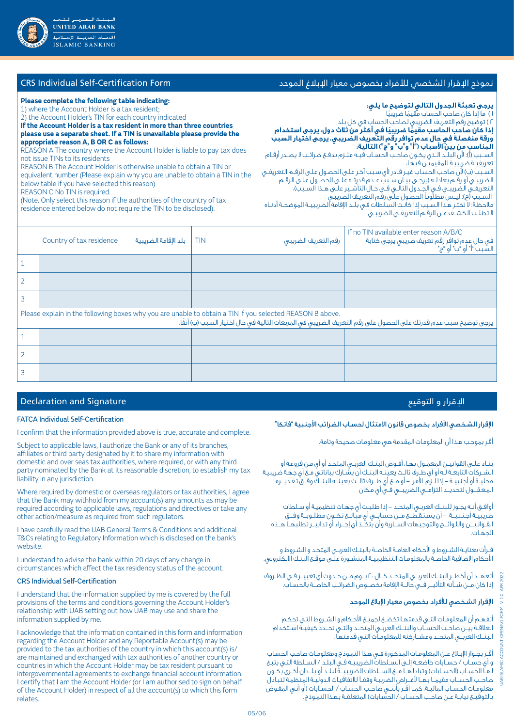## CRS Individual Self-Certification Form

## نموذج الإقرار الشخصي للأفراد بخصوص معيار الإبلاغ الموحد

**Please complete the following table indicating:**
1) where the Account Holder is a tax resident;
2) the Account Holder's TIN for each country indicated
**If the Account Holder is a tax resident in more than three countries please use a separate sheet. If a TIN is unavailable please provide the appropriate reason A, B OR C as follows:**
REASON A The country where the Account Holder is liable to pay tax does not issue TINs to its residents
REASON B The Account Holder is otherwise unable to obtain a TIN or equivalent number (Please explain why you are unable to obtain a TIN in the below table if you have selected this reason)
REASON C No TIN is required.
(Note. Only select this reason if the authorities of the country of tax residence entered below do not require the TIN to be disclosed).

**يرجى تعبئة الجدول التالي لتوضيح ما يلي:**
١) ما إذا كان صاحب الحساب مقيمًا ضريبيًا
٢) توضيح رقم التعريف الضريبي لصاحب الحساب في كل بلد
**إذا كان صاحب الحساب مقيمًا ضريبيًا في أكثر من ثلاث دول، يرجى استخدام ورقة منفصلة في حال عدم توافر رقم التعريف الضريبي، يرجى اختيار السبب المناسب من بين الأسباب ("أ" و"ب" و"ج") التالية:**
السبب (أ): لأن البلد الذي يكون صاحب الحساب فيه ملزم بدفع ضرائب لا يصدر أرقام تعريفية ضريبية للمقيمين فيها.
السبب (ب) لأن صاحب الحساب غير قادر لأي سبب آخر على الحصول على الرقم التعريفي الضريبي أو رقم يعادله (يرجى بيان سبب عدم قدرته على الحصول على الرقم التعريفي الضريبي في الجدول التالي في حال التأشير على هذا السبب).
السبب (ج): ليس مطلوباً الحصول على رقم التعريف الضريبي
ملاحظة: لا تختر هذا السبب إذا كانت السلطات في بلد الإقامة الضريبية الموضحة أدناه لا تطلب الكشف عن الرقم التعريفي الضريبي

| | Country of tax residence بلد الإقامة الضريبية | TIN رقم التعريف الضريبي | If no TIN available enter reason A/B/C في حال عدم توافر رقم تعريف ضريبي يرجى كتابة السبب "أ" أو "ب" أو "ج" |
|---|---|---|---|
| 1 | | | |
| 2 | | | |
| 3 | | | |

Please explain in the following boxes why you are unable to obtain a TIN if you selected REASON B above.
يرجى توضيح سبب عدم قدرتك على الحصول على رقم التعريف الضريبي في المربعات التالية في حال اختيار السبب (ب) آنفاً.

| | | | |
|---|---|---|---|
| 1 | | | |
| 2 | | | |
| 3 | | | |

## Declaration and Signature

## الإقرار و التوقيع

### FATCA Individual Self-Certification

I confirm that the information provided above is true, accurate and complete.

Subject to applicable laws, I authorize the Bank or any of its branches, affiliates or third party designated by it to share my information with domestic and over seas tax authorities, where required, or with any third party nominated by the Bank at its reasonable discretion, to establish my tax liability in any jurisdiction.

Where required by domestic or overseas regulators or tax authorities, I agree that the Bank may withhold from my account(s) any amounts as may be required according to applicable laws, regulations and directives or take any other action/measure as required from such regulators.

I have carefully read the UAB General Terms & Conditions and additional T&Cs relating to Regulatory Information which is disclosed on the bank's website.

I understand to advise the bank within 20 days of any change in circumstances which affect the tax residency status of the account.

### CRS Individual Self-Certification

I understand that the information supplied by me is covered by the full provisions of the terms and conditions governing the Account Holder's relationship with UAB setting out how UAB may use and share the information supplied by me.

I acknowledge that the information contained in this form and information regarding the Account Holder and any Reportable Account(s) may be provided to the tax authorities of the country in which this account(s) is/are maintained and exchanged with tax authorities of another country or countries in which the Account Holder may be tax resident pursuant to intergovernmental agreements to exchange financial account information. I certify that I am the Account Holder (or I am authorised to sign on behalf of the Account Holder) in respect of all the account(s) to which this form relates.

### الإقرار الشخصي الأفراد بخصوص قانون الامتثال لحساب الضرائب الأجنبية "فاتكا"

أقر بموجب هذا أن المعلومات المقدمة هي معلومات صحيحة وتامة.

بناء على القوانين المعمول بها، أفوض البنك العربي المتحد أو أي من فروعه أو الشركات التابعة له أو أي طرف ثالث يعينه البنك أن يشارك بياناتي مع أي جهة ضريبية محلية أو أجنبية – إذا لزم الأمر – أو مع أي طرف ثالث يعينه البنك وفق تقديره المعقول لتحديد التزامي الضريبي في أي مكان

أوافق أنه يجوز للبنك العربي المتحد – إذا طلبت أي جهات تنظيمية أو سلطات ضريبية أجنبية – أن يستقطع من حسابي أي مبالغ تكون مطلوبة وفق القوانين واللوائح والتوجيهات السارية وأن يتخذ أي إجراء أو تدابير تطلبها هذه الجهات.

قرأت بعناية الشروط و الأحكام العامة الخاصة بالبنك العربي المتحد و الشروط و الأحكام الاضافية الخاصة بالمعلومات التنظيمية المنشورة على موقع البنك الالكتروني.

أتعهد أن أخطر البنك العربي المتحد خلال ٢٠ يوم من حدوث أي تغيير في الظروف إذا كان من شأنه التأثير في حالة الإقامة بخصوص الضرائب الخاصة بالحساب.

### الإقرار الشخصي للأفراد بخصوص معيار الإبلاغ الموحد

أتفهم أن المعلومات التي قدمتها تخضع لجميع الأحكام و الشروط التي تحكم العلاقة بين صاحب الحساب والبنك العربي المتحد والتي تحدد كيفية استخدام البنك العربي المتحد ومشاركته للمعلومات التي قدمتها.

أقر بجواز الإبلاغ عن المعلومات المذكورة في هذا النموذج ومعلومات صاحب الحساب و أي حساب / حسابات خاضعة إلى السلطات الضريبية في البلد / السلطة التي يتبع لها الحساب (الحسابات) وتبادلها مع السلطات الضريبية لبلد أو بلدان أخرى يكون صاحب الحساب مقيما بها لأغراض الضريبة وفقاً للاتفاقيات الدولية المنظمة لتبادل معلومات الحسابات المالية. كما أقر بأنني صاحب الحساب / الحسابات (أو أنني المفوض بالتوقيع نيابة عن صاحب الحساب / الحسابات) المتعلقة بهذا النموذج.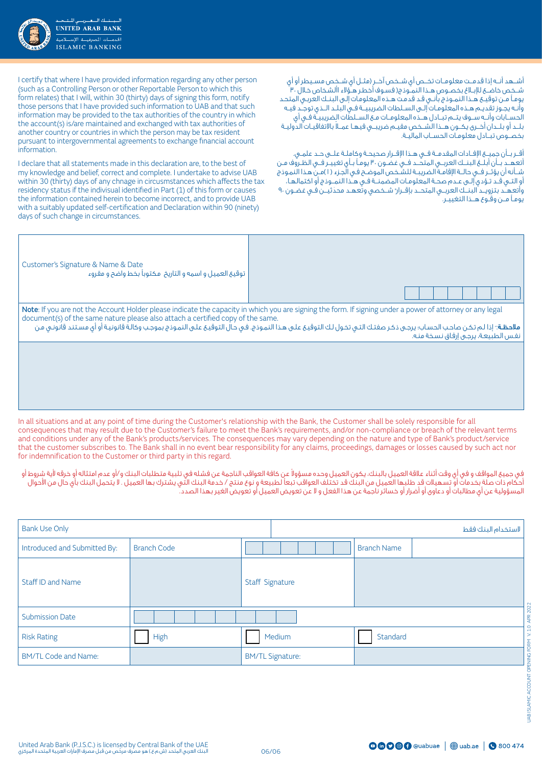I certify that where I have provided information regarding any other person (such as a Controlling Person or other Reportable Person to which this form relates) that I will, within 30 (thirty) days of signing this form, notify those persons that I have provided such information to UAB and that such information may be provided to the tax authorities of the country in which the account(s) is/are maintained and exchanged with tax authorities of another country or countries in which the person may be tax resident pursuant to intergovernmental agreements to exchange financial account information.

I declare that all statements made in this declaration are, to the best of my knowledge and belief, correct and complete. I undertake to advise UAB within 30 (thirty) days of any chnage in circumsmtances which affects the tax residency status if the indivisual identified in Part (1) of this form or causes the information contained herein to become incorrect, and to provide UAB with a suitably updated self-certification and Declaration within 90 (ninety) days of such change in circumstances.

أشـهـد أنـه إذا قدمـت معلومـات تخـص أي شـخص آخـر (مثـل أي شـخص مسـيطر أو أي شـخص خاضـع للإبـلاغ بخصـوص هـذا النمـوذج) فسـوف أخطـر هـؤلاء الأشـخاص خلال ٣٠ يومـاً مـن توقيـع هـذا النمـوذج بأنـي قـد قدمـت هـذه المعلومـات إلـى البنـك العربـي المتحـد وأنـه يجـوز تقديـم هـذه المعلومـات إلـى السـلطات الضريبيـة فـي البلـد الـذي توجـد فيـه الحسـابات وأنـه سـوف يتـم تبـادل هـذه المعلومـات مـع السـلطات الضريبيـة فـي أي بلـد أو بلـدان أخـرى يكـون هـذا الشـخص مقيـم ضريبـي فيهـا عمـلا بالاتفاقيـات الدوليـة بخصـوص تبـادل معلومـات الحسـاب الماليـة.

أقـر بـأن جميـع الإفـادات المقدمـة فـي هـذا الإقـرار صحيحـة وكاملـة علـى حـد علمـي. أتعهـد بـأن أبلـغ البنـك العربـي المتحـد فـي غضـون ٣٠ يومـاً بـأي تغييـر فـي الظـروف مـن شـأنه أن يؤثـر فـي حالـة الإقامـة الضريبيـة للشـخص الموضـح في الجـزء (١) مـن هـذا النمـوذج أو التـي قـد تـؤدي إلـى عـدم صحـة المعلومـات المضمنـة فـي هـذا النمـوذج أو اكتمالهـا. وأتعهـد بتزويـد البنـك العربـي المتحـد بإقـرار شـخصي وتعهـد محدثيـن فـي غضـون ٩٠ يومـاً مـن وقـوع هـذا التغييـر.

| | |
|---|---|
| Customer's Signature & Name & Date<br>توقيع العميل و اسمه و التاريخ مكتوباً بخط واضح و مقروء | |

**Note**: If you are not the Account Holder please indicate the capacity in which you are signing the form. If signing under a power of attorney or any legal document(s) of the same nature please also attach a certified copy of the same.

**ملاحظة**: إذا لم تكـن صاحـب الحساب، يرجى ذكـر صفتـك التي تخول لك التوقيع على هـذا النموذج. في حال التوقيع على النموذج بموجب وكالة قانونية أو أي مسـتند قانونـي مـن نفـس الطبيعـة، يرجـى إرفـاق نسـخة منـه.

In all situations and at any point of time during the Customer's relationship with the Bank, the Customer shall be solely responsible for all consequences that may result due to the Customer's failure to meet the Bank's requirements, and/or non-compliance or breach of the relevant terms and conditions under any of the Bank's products/services. The consequences may vary depending on the nature and type of Bank's product/service that the customer subscribes to. The Bank shall in no event bear responsibility for any claims, proceedings, damages or losses caused by such act nor for indemnification to the Customer or third party in this regard.

في جميع المواقف و في أي وقت أثناء علاقة العميل بالبنك، يكون العميل وحده مسؤولاً عن كافة العواقب الناجمة عن فشله في تلبية متطلبات البنك و/أو عدم امتثاله أو خرقه لأية شروط أو أحكام ذات صلة بخدمات أو تسهيلات قد طلبها العميل من البنك قد تختلف العواقب تبعاً لطبيعة و نوع منتج / خدمة البنك التي يشترك بها العميل . لا يتحمل البنك بأي حال من الاحوال المسؤولية عن أي مطالبات أو دعاوى أو أضرار أو خسائر ناجمة عن هذا الفعل و لا عن تعويض العميل أو تعويض الغير بهذا الصدد.

| Bank Use Only | | | لاستخدام البنك فقط |
|---|---|---|---|
| Introduced and Submitted By: | Branch Code | | Branch Name |
| Staff ID and Name | | Staff Signature | |
| Submission Date | | | |
| Risk Rating | ☐ High | ☐ Medium | ☐ Standard |
| BM/TL Code and Name: | | BM/TL Signature: | |

United Arab Bank (P.J.S.C.) is licensed by Central Bank of the UAE
البنك العربي المتحد (ش.م.ع) هو مصرف مرخص من قبل مصرف الإمارات العربية المتحدة المركزي

@uabuae | uab.ae | 800 474

UAB ISLAMIC ACCOUNT OPENING FORM V 1.0 APR 2022